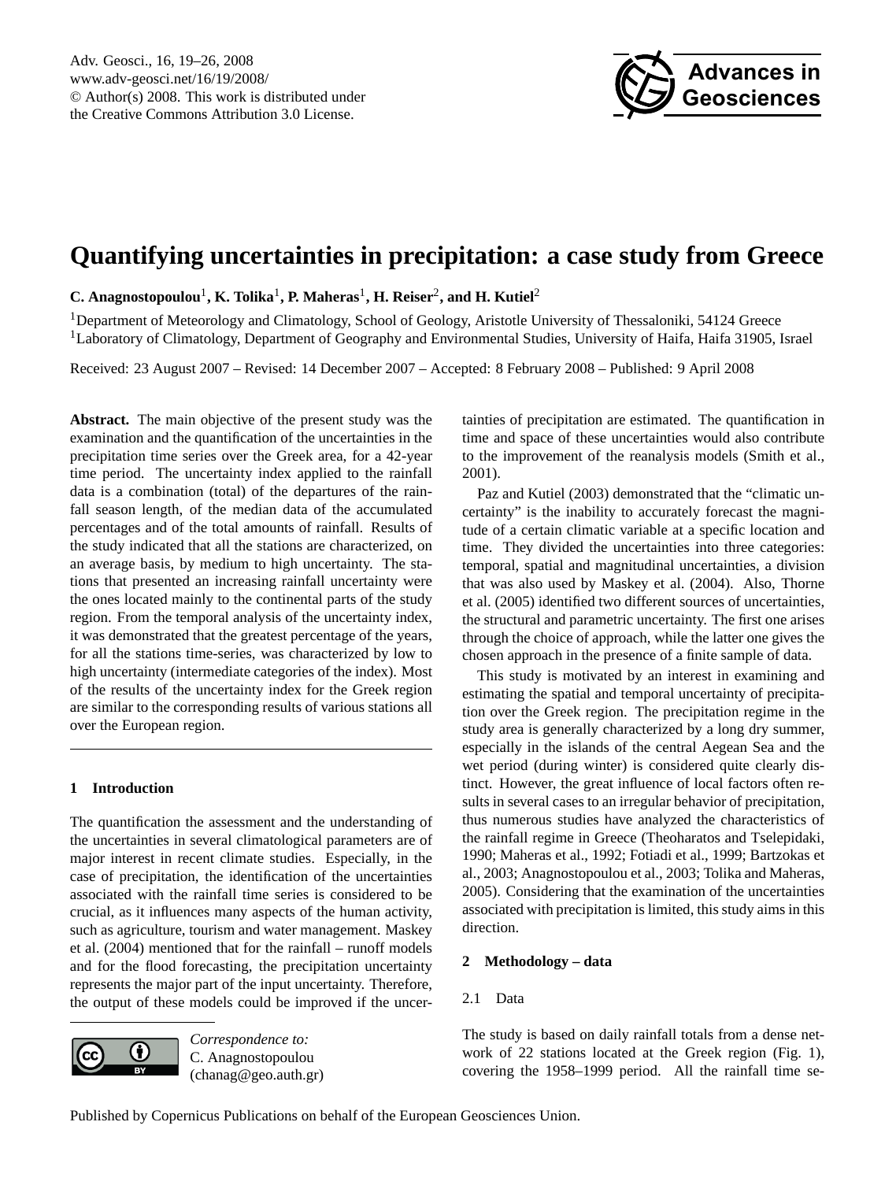# Quantifying uncertainties in precipitation: a case study from Greece

**C. Anagnostopoulou[1], K. Tolika[1], P. Maheras[1], H. Reiser[2], and H. Kutiel[2]**

[1]Department of Meteorology and Climatology, School of Geology, Aristotle University of Thessaloniki, 54124 Greece
[1]Laboratory of Climatology, Department of Geography and Environmental Studies, University of Haifa, Haifa 31905, Israel

Received: 23 August 2007 – Revised: 14 December 2007 – Accepted: 8 February 2008 – Published: 9 April 2008

**Abstract.** The main objective of the present study was the examination and the quantification of the uncertainties in the precipitation time series over the Greek area, for a 42-year time period. The uncertainty index applied to the rainfall data is a combination (total) of the departures of the rainfall season length, of the median data of the accumulated percentages and of the total amounts of rainfall. Results of the study indicated that all the stations are characterized, on an average basis, by medium to high uncertainty. The stations that presented an increasing rainfall uncertainty were the ones located mainly to the continental parts of the study region. From the temporal analysis of the uncertainty index, it was demonstrated that the greatest percentage of the years, for all the stations time-series, was characterized by low to high uncertainty (intermediate categories of the index). Most of the results of the uncertainty index for the Greek region are similar to the corresponding results of various stations all over the European region.

## 1 Introduction

The quantification the assessment and the understanding of the uncertainties in several climatological parameters are of major interest in recent climate studies. Especially, in the case of precipitation, the identification of the uncertainties associated with the rainfall time series is considered to be crucial, as it influences many aspects of the human activity, such as agriculture, tourism and water management. Maskey et al. (2004) mentioned that for the rainfall – runoff models and for the flood forecasting, the precipitation uncertainty represents the major part of the input uncertainty. Therefore, the output of these models could be improved if the uncertainties of precipitation are estimated. The quantification in time and space of these uncertainties would also contribute to the improvement of the reanalysis models (Smith et al., 2001).

Paz and Kutiel (2003) demonstrated that the "climatic uncertainty" is the inability to accurately forecast the magnitude of a certain climatic variable at a specific location and time. They divided the uncertainties into three categories: temporal, spatial and magnitudinal uncertainties, a division that was also used by Maskey et al. (2004). Also, Thorne et al. (2005) identified two different sources of uncertainties, the structural and parametric uncertainty. The first one arises through the choice of approach, while the latter one gives the chosen approach in the presence of a finite sample of data.

This study is motivated by an interest in examining and estimating the spatial and temporal uncertainty of precipitation over the Greek region. The precipitation regime in the study area is generally characterized by a long dry summer, especially in the islands of the central Aegean Sea and the wet period (during winter) is considered quite clearly distinct. However, the great influence of local factors often results in several cases to an irregular behavior of precipitation, thus numerous studies have analyzed the characteristics of the rainfall regime in Greece (Theoharatos and Tselepidaki, 1990; Maheras et al., 1992; Fotiadi et al., 1999; Bartzokas et al., 2003; Anagnostopoulou et al., 2003; Tolika and Maheras, 2005). Considering that the examination of the uncertainties associated with precipitation is limited, this study aims in this direction.

## 2 Methodology – data

### 2.1 Data

The study is based on daily rainfall totals from a dense network of 22 stations located at the Greek region (Fig. 1), covering the 1958–1999 period. All the rainfall time se-

*Correspondence to:*
C. Anagnostopoulou
(chanag@geo.auth.gr)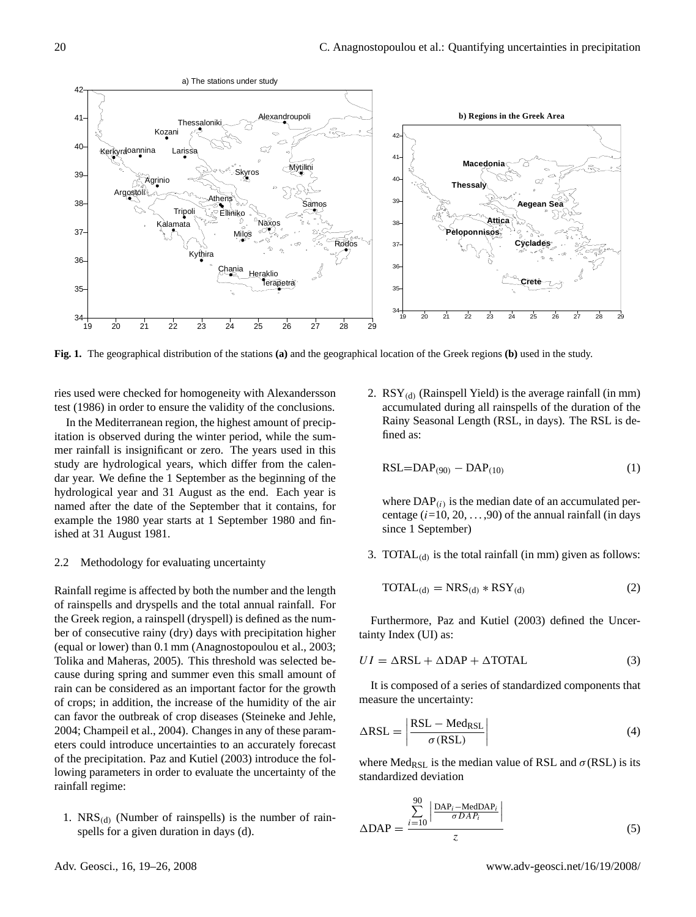Fig. 1. The geographical distribution of the stations **(a)** and the geographical location of the Greek regions **(b)** used in the study.

ries used were checked for homogeneity with Alexandersson test (1986) in order to ensure the validity of the conclusions.

In the Mediterranean region, the highest amount of precipitation is observed during the winter period, while the summer rainfall is insignificant or zero. The years used in this study are hydrological years, which differ from the calendar year. We define the 1 September as the beginning of the hydrological year and 31 August as the end. Each year is named after the date of the September that it contains, for example the 1980 year starts at 1 September 1980 and finished at 31 August 1981.

### 2.2 Methodology for evaluating uncertainty

Rainfall regime is affected by both the number and the length of rainspells and dryspells and the total annual rainfall. For the Greek region, a rainspell (dryspell) is defined as the number of consecutive rainy (dry) days with precipitation higher (equal or lower) than 0.1 mm (Anagnostopoulou et al., 2003; Tolika and Maheras, 2005). This threshold was selected because during spring and summer even this small amount of rain can be considered as an important factor for the growth of crops; in addition, the increase of the humidity of the air can favor the outbreak of crop diseases (Steineke and Jehle, 2004; Champeil et al., 2004). Changes in any of these parameters could introduce uncertainties to an accurately forecast of the precipitation. Paz and Kutiel (2003) introduce the following parameters in order to evaluate the uncertainty of the rainfall regime:

1. $NRS_{(d)}$ (Number of rainspells) is the number of rainspells for a given duration in days (d).

2. $RSY_{(d)}$ (Rainspell Yield) is the average rainfall (in mm) accumulated during all rainspells of the duration of the Rainy Seasonal Length (RSL, in days). The RSL is defined as:

$$\mathrm{RSL}=\mathrm{DAP}_{(90)}-\mathrm{DAP}_{(10)} \tag{1}$$

where $\mathrm{DAP}_{(i)}$ is the median date of an accumulated percentage ($i$=10, 20, ...,90) of the annual rainfall (in days since 1 September)

3. $TOTAL_{(d)}$ is the total rainfall (in mm) given as follows:

$$\mathrm{TOTAL}_{(d)}=\mathrm{NRS}_{(d)}*\mathrm{RSY}_{(d)} \tag{2}$$

Furthermore, Paz and Kutiel (2003) defined the Uncertainty Index (UI) as:

$$UI=\Delta\mathrm{RSL}+\Delta\mathrm{DAP}+\Delta\mathrm{TOTAL} \tag{3}$$

It is composed of a series of standardized components that measure the uncertainty:

$$\Delta\mathrm{RSL}=\left|\frac{\mathrm{RSL}-\mathrm{Med}_{\mathrm{RSL}}}{\sigma(\mathrm{RSL})}\right| \tag{4}$$

where $\mathrm{Med}_{\mathrm{RSL}}$ is the median value of RSL and $\sigma(\mathrm{RSL})$ is its standardized deviation

$$\Delta\mathrm{DAP}=\frac{\sum_{i=10}^{90}\left|\frac{\mathrm{DAP}_i-\mathrm{MedDAP}_i}{\sigma DAP_i}\right|}{z} \tag{5}$$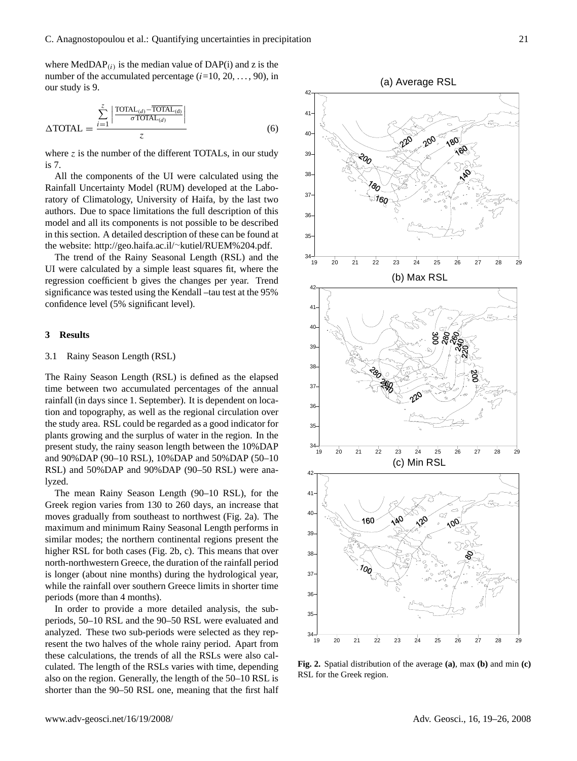where $\text{MedDAP}_{(i)}$ is the median value of DAP(i) and z is the number of the accumulated percentage ($i$=10, 20, ..., 90), in our study is 9.

$$\Delta\text{TOTAL} = \frac{\sum_{i=1}^{z} \left| \frac{\text{TOTAL}_{(d)} - \overline{\text{TOTAL}_{(d)}}}{\sigma \text{TOTAL}_{(d)}} \right|}{z} \quad (6)$$

where $z$ is the number of the different TOTALs, in our study is 7.

All the components of the UI were calculated using the Rainfall Uncertainty Model (RUM) developed at the Laboratory of Climatology, University of Haifa, by the last two authors. Due to space limitations the full description of this model and all its components is not possible to be described in this section. A detailed description of these can be found at the website: http://geo.haifa.ac.il/~kutiel/RUEM%204.pdf.

The trend of the Rainy Seasonal Length (RSL) and the UI were calculated by a simple least squares fit, where the regression coefficient b gives the changes per year. Trend significance was tested using the Kendall –tau test at the 95% confidence level (5% significant level).

# 3 Results

## 3.1 Rainy Season Length (RSL)

The Rainy Season Length (RSL) is defined as the elapsed time between two accumulated percentages of the annual rainfall (in days since 1. September). It is dependent on location and topography, as well as the regional circulation over the study area. RSL could be regarded as a good indicator for plants growing and the surplus of water in the region. In the present study, the rainy season length between the 10%DAP and 90%DAP (90–10 RSL), 10%DAP and 50%DAP (50–10 RSL) and 50%DAP and 90%DAP (90–50 RSL) were analyzed.

The mean Rainy Season Length (90–10 RSL), for the Greek region varies from 130 to 260 days, an increase that moves gradually from southeast to northwest (Fig. 2a). The maximum and minimum Rainy Seasonal Length performs in similar modes; the northern continental regions present the higher RSL for both cases (Fig. 2b, c). This means that over north-northwestern Greece, the duration of the rainfall period is longer (about nine months) during the hydrological year, while the rainfall over southern Greece limits in shorter time periods (more than 4 months).

In order to provide a more detailed analysis, the subperiods, 50–10 RSL and the 90–50 RSL were evaluated and analyzed. These two sub-periods were selected as they represent the two halves of the whole rainy period. Apart from these calculations, the trends of all the RSLs were also calculated. The length of the RSLs varies with time, depending also on the region. Generally, the length of the 50–10 RSL is shorter than the 90–50 RSL one, meaning that the first half

**Fig. 2.** Spatial distribution of the average **(a)**, max **(b)** and min **(c)** RSL for the Greek region.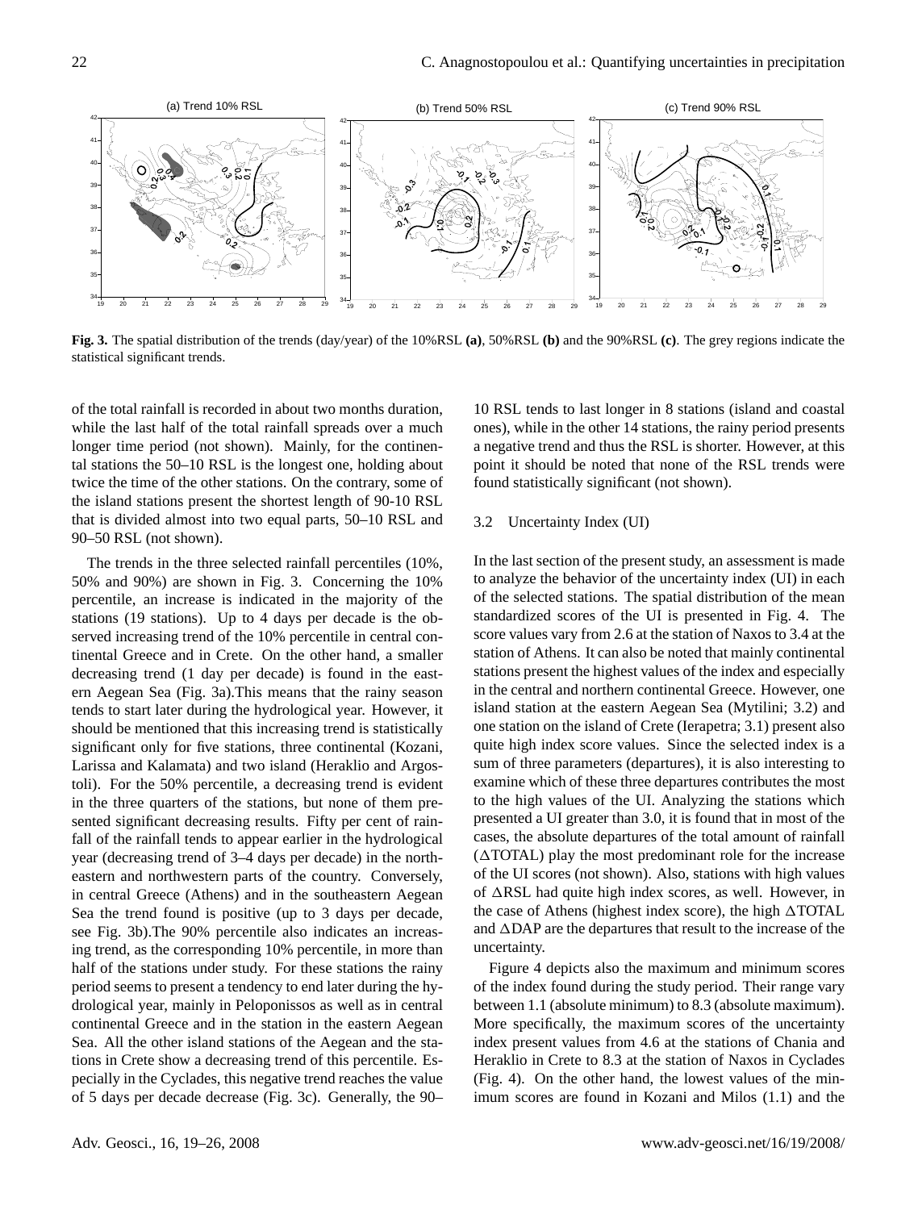**Fig. 3.** The spatial distribution of the trends (day/year) of the 10%RSL **(a)**, 50%RSL **(b)** and the 90%RSL **(c)**. The grey regions indicate the statistical significant trends.

of the total rainfall is recorded in about two months duration, while the last half of the total rainfall spreads over a much longer time period (not shown). Mainly, for the continental stations the 50–10 RSL is the longest one, holding about twice the time of the other stations. On the contrary, some of the island stations present the shortest length of 90-10 RSL that is divided almost into two equal parts, 50–10 RSL and 90–50 RSL (not shown).

The trends in the three selected rainfall percentiles (10%, 50% and 90%) are shown in Fig. 3. Concerning the 10% percentile, an increase is indicated in the majority of the stations (19 stations). Up to 4 days per decade is the observed increasing trend of the 10% percentile in central continental Greece and in Crete. On the other hand, a smaller decreasing trend (1 day per decade) is found in the eastern Aegean Sea (Fig. 3a).This means that the rainy season tends to start later during the hydrological year. However, it should be mentioned that this increasing trend is statistically significant only for five stations, three continental (Kozani, Larissa and Kalamata) and two island (Heraklio and Argostoli). For the 50% percentile, a decreasing trend is evident in the three quarters of the stations, but none of them presented significant decreasing results. Fifty per cent of rainfall of the rainfall tends to appear earlier in the hydrological year (decreasing trend of 3–4 days per decade) in the northeastern and northwestern parts of the country. Conversely, in central Greece (Athens) and in the southeastern Aegean Sea the trend found is positive (up to 3 days per decade, see Fig. 3b).The 90% percentile also indicates an increasing trend, as the corresponding 10% percentile, in more than half of the stations under study. For these stations the rainy period seems to present a tendency to end later during the hydrological year, mainly in Peloponissos as well as in central continental Greece and in the station in the eastern Aegean Sea. All the other island stations of the Aegean and the stations in Crete show a decreasing trend of this percentile. Especially in the Cyclades, this negative trend reaches the value of 5 days per decade decrease (Fig. 3c). Generally, the 90–10 RSL tends to last longer in 8 stations (island and coastal ones), while in the other 14 stations, the rainy period presents a negative trend and thus the RSL is shorter. However, at this point it should be noted that none of the RSL trends were found statistically significant (not shown).

### 3.2 Uncertainty Index (UI)

In the last section of the present study, an assessment is made to analyze the behavior of the uncertainty index (UI) in each of the selected stations. The spatial distribution of the mean standardized scores of the UI is presented in Fig. 4. The score values vary from 2.6 at the station of Naxos to 3.4 at the station of Athens. It can also be noted that mainly continental stations present the highest values of the index and especially in the central and northern continental Greece. However, one island station at the eastern Aegean Sea (Mytilini; 3.2) and one station on the island of Crete (Ierapetra; 3.1) present also quite high index score values. Since the selected index is a sum of three parameters (departures), it is also interesting to examine which of these three departures contributes the most to the high values of the UI. Analyzing the stations which presented a UI greater than 3.0, it is found that in most of the cases, the absolute departures of the total amount of rainfall ($\Delta$TOTAL) play the most predominant role for the increase of the UI scores (not shown). Also, stations with high values of $\Delta$RSL had quite high index scores, as well. However, in the case of Athens (highest index score), the high $\Delta$TOTAL and $\Delta$DAP are the departures that result to the increase of the uncertainty.

Figure 4 depicts also the maximum and minimum scores of the index found during the study period. Their range vary between 1.1 (absolute minimum) to 8.3 (absolute maximum). More specifically, the maximum scores of the uncertainty index present values from 4.6 at the stations of Chania and Heraklio in Crete to 8.3 at the station of Naxos in Cyclades (Fig. 4). On the other hand, the lowest values of the minimum scores are found in Kozani and Milos (1.1) and the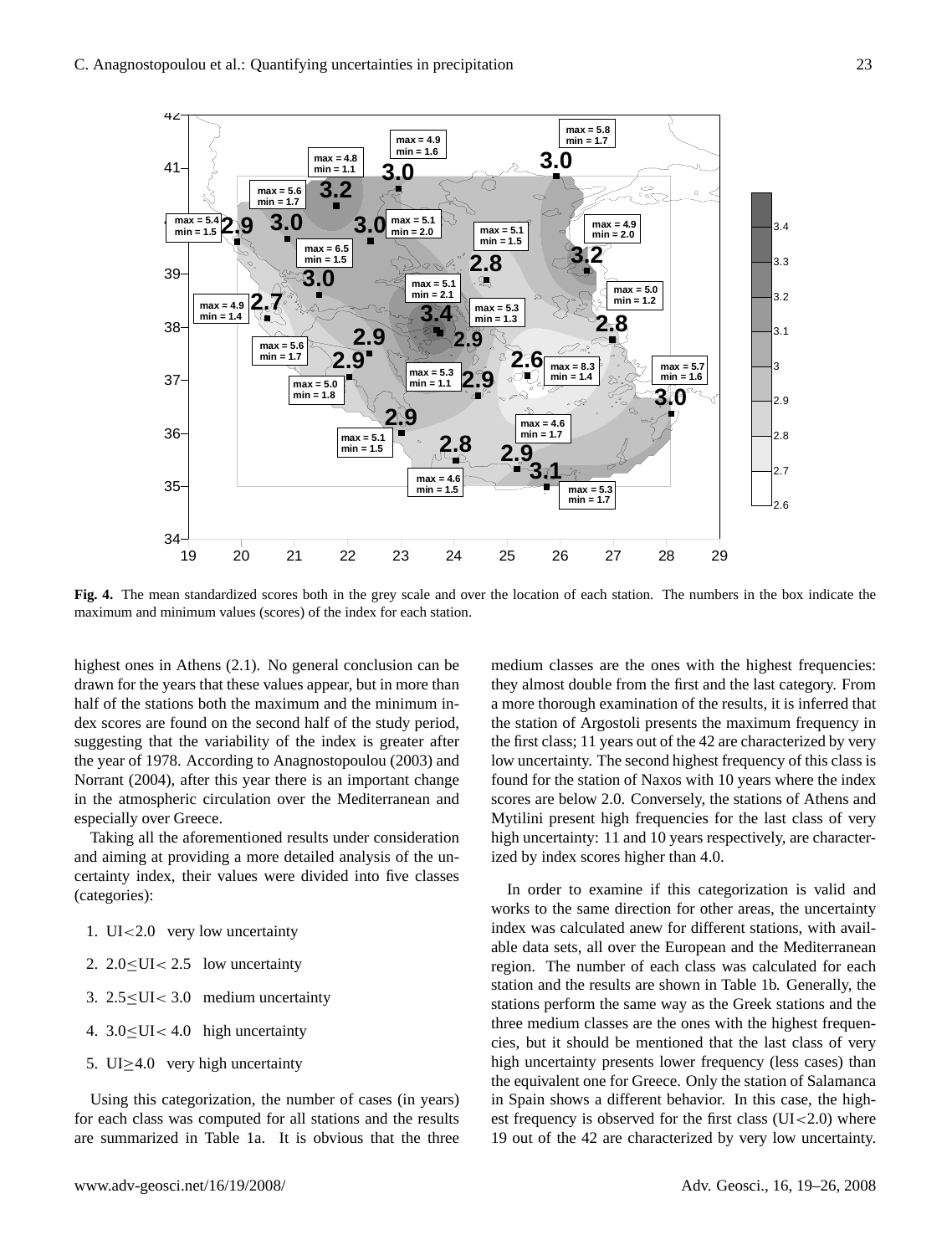**Fig. 4.** The mean standardized scores both in the grey scale and over the location of each station. The numbers in the box indicate the maximum and minimum values (scores) of the index for each station.

highest ones in Athens (2.1). No general conclusion can be drawn for the years that these values appear, but in more than half of the stations both the maximum and the minimum index scores are found on the second half of the study period, suggesting that the variability of the index is greater after the year of 1978. According to Anagnostopoulou (2003) and Norrant (2004), after this year there is an important change in the atmospheric circulation over the Mediterranean and especially over Greece.

Taking all the aforementioned results under consideration and aiming at providing a more detailed analysis of the uncertainty index, their values were divided into five classes (categories):

1. UI$<$2.0 very low uncertainty
2. 2.0$\leq$UI$<$ 2.5 low uncertainty
3. 2.5$\leq$UI$<$ 3.0 medium uncertainty
4. 3.0$\leq$UI$<$ 4.0 high uncertainty
5. UI$\geq$4.0 very high uncertainty

Using this categorization, the number of cases (in years) for each class was computed for all stations and the results are summarized in Table 1a. It is obvious that the three medium classes are the ones with the highest frequencies: they almost double from the first and the last category. From a more thorough examination of the results, it is inferred that the station of Argostoli presents the maximum frequency in the first class; 11 years out of the 42 are characterized by very low uncertainty. The second highest frequency of this class is found for the station of Naxos with 10 years where the index scores are below 2.0. Conversely, the stations of Athens and Mytilini present high frequencies for the last class of very high uncertainty: 11 and 10 years respectively, are characterized by index scores higher than 4.0.

In order to examine if this categorization is valid and works to the same direction for other areas, the uncertainty index was calculated anew for different stations, with available data sets, all over the European and the Mediterranean region. The number of each class was calculated for each station and the results are shown in Table 1b. Generally, the stations perform the same way as the Greek stations and the three medium classes are the ones with the highest frequencies, but it should be mentioned that the last class of very high uncertainty presents lower frequency (less cases) than the equivalent one for Greece. Only the station of Salamanca in Spain shows a different behavior. In this case, the highest frequency is observed for the first class (UI$<$2.0) where 19 out of the 42 are characterized by very low uncertainty.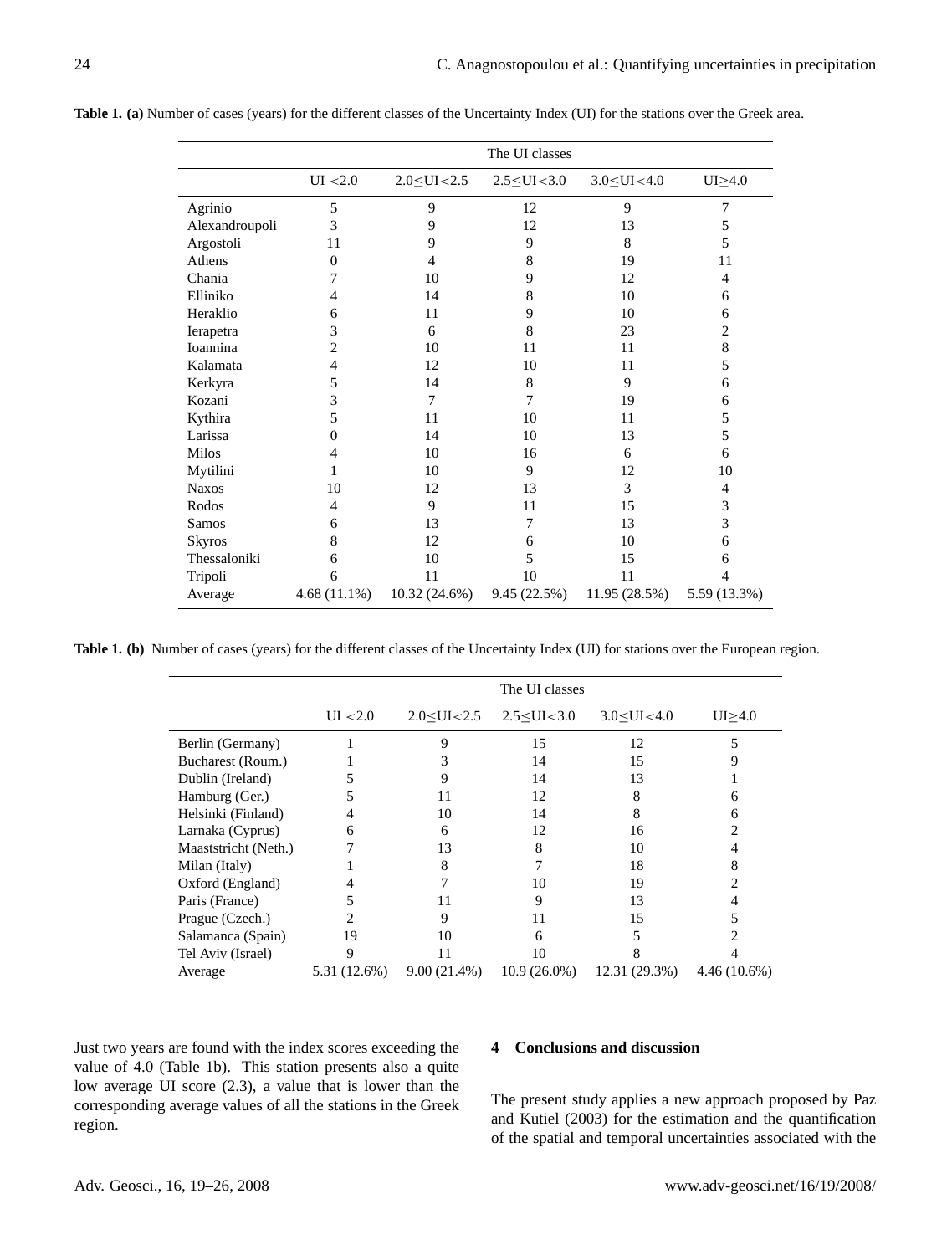**Table 1. (a)** Number of cases (years) for the different classes of the Uncertainty Index (UI) for the stations over the Greek area.

| | The UI classes | | | | |
|---|---|---|---|---|---|
| | UI <2.0 | 2.0≤UI<2.5 | 2.5≤UI<3.0 | 3.0≤UI<4.0 | UI≥4.0 |
| Agrinio | 5 | 9 | 12 | 9 | 7 |
| Alexandroupoli | 3 | 9 | 12 | 13 | 5 |
| Argostoli | 11 | 9 | 9 | 8 | 5 |
| Athens | 0 | 4 | 8 | 19 | 11 |
| Chania | 7 | 10 | 9 | 12 | 4 |
| Elliniko | 4 | 14 | 8 | 10 | 6 |
| Heraklio | 6 | 11 | 9 | 10 | 6 |
| Ierapetra | 3 | 6 | 8 | 23 | 2 |
| Ioannina | 2 | 10 | 11 | 11 | 8 |
| Kalamata | 4 | 12 | 10 | 11 | 5 |
| Kerkyra | 5 | 14 | 8 | 9 | 6 |
| Kozani | 3 | 7 | 7 | 19 | 6 |
| Kythira | 5 | 11 | 10 | 11 | 5 |
| Larissa | 0 | 14 | 10 | 13 | 5 |
| Milos | 4 | 10 | 16 | 6 | 6 |
| Mytilini | 1 | 10 | 9 | 12 | 10 |
| Naxos | 10 | 12 | 13 | 3 | 4 |
| Rodos | 4 | 9 | 11 | 15 | 3 |
| Samos | 6 | 13 | 7 | 13 | 3 |
| Skyros | 8 | 12 | 6 | 10 | 6 |
| Thessaloniki | 6 | 10 | 5 | 15 | 6 |
| Tripoli | 6 | 11 | 10 | 11 | 4 |
| Average | 4.68 (11.1%) | 10.32 (24.6%) | 9.45 (22.5%) | 11.95 (28.5%) | 5.59 (13.3%) |

**Table 1. (b)** Number of cases (years) for the different classes of the Uncertainty Index (UI) for stations over the European region.

| | The UI classes | | | | |
|---|---|---|---|---|---|
| | UI <2.0 | 2.0≤UI<2.5 | 2.5≤UI<3.0 | 3.0≤UI<4.0 | UI≥4.0 |
| Berlin (Germany) | 1 | 9 | 15 | 12 | 5 |
| Bucharest (Roum.) | 1 | 3 | 14 | 15 | 9 |
| Dublin (Ireland) | 5 | 9 | 14 | 13 | 1 |
| Hamburg (Ger.) | 5 | 11 | 12 | 8 | 6 |
| Helsinki (Finland) | 4 | 10 | 14 | 8 | 6 |
| Larnaka (Cyprus) | 6 | 6 | 12 | 16 | 2 |
| Maaststricht (Neth.) | 7 | 13 | 8 | 10 | 4 |
| Milan (Italy) | 1 | 8 | 7 | 18 | 8 |
| Oxford (England) | 4 | 7 | 10 | 19 | 2 |
| Paris (France) | 5 | 11 | 9 | 13 | 4 |
| Prague (Czech.) | 2 | 9 | 11 | 15 | 5 |
| Salamanca (Spain) | 19 | 10 | 6 | 5 | 2 |
| Tel Aviv (Israel) | 9 | 11 | 10 | 8 | 4 |
| Average | 5.31 (12.6%) | 9.00 (21.4%) | 10.9 (26.0%) | 12.31 (29.3%) | 4.46 (10.6%) |

Just two years are found with the index scores exceeding the value of 4.0 (Table 1b). This station presents also a quite low average UI score (2.3), a value that is lower than the corresponding average values of all the stations in the Greek region.

## 4 Conclusions and discussion

The present study applies a new approach proposed by Paz and Kutiel (2003) for the estimation and the quantification of the spatial and temporal uncertainties associated with the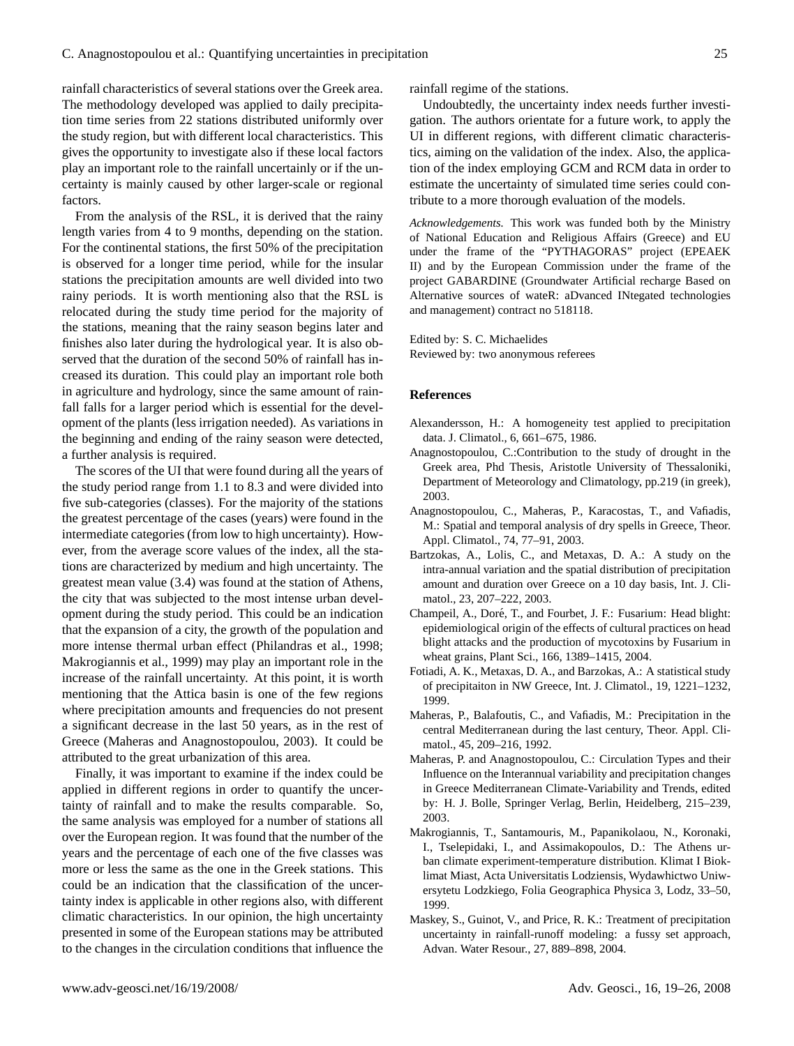rainfall characteristics of several stations over the Greek area. The methodology developed was applied to daily precipitation time series from 22 stations distributed uniformly over the study region, but with different local characteristics. This gives the opportunity to investigate also if these local factors play an important role to the rainfall uncertainly or if the uncertainty is mainly caused by other larger-scale or regional factors.

From the analysis of the RSL, it is derived that the rainy length varies from 4 to 9 months, depending on the station. For the continental stations, the first 50% of the precipitation is observed for a longer time period, while for the insular stations the precipitation amounts are well divided into two rainy periods. It is worth mentioning also that the RSL is relocated during the study time period for the majority of the stations, meaning that the rainy season begins later and finishes also later during the hydrological year. It is also observed that the duration of the second 50% of rainfall has increased its duration. This could play an important role both in agriculture and hydrology, since the same amount of rainfall falls for a larger period which is essential for the development of the plants (less irrigation needed). As variations in the beginning and ending of the rainy season were detected, a further analysis is required.

The scores of the UI that were found during all the years of the study period range from 1.1 to 8.3 and were divided into five sub-categories (classes). For the majority of the stations the greatest percentage of the cases (years) were found in the intermediate categories (from low to high uncertainty). However, from the average score values of the index, all the stations are characterized by medium and high uncertainty. The greatest mean value (3.4) was found at the station of Athens, the city that was subjected to the most intense urban development during the study period. This could be an indication that the expansion of a city, the growth of the population and more intense thermal urban effect (Philandras et al., 1998; Makrogiannis et al., 1999) may play an important role in the increase of the rainfall uncertainty. At this point, it is worth mentioning that the Attica basin is one of the few regions where precipitation amounts and frequencies do not present a significant decrease in the last 50 years, as in the rest of Greece (Maheras and Anagnostopoulou, 2003). It could be attributed to the great urbanization of this area.

Finally, it was important to examine if the index could be applied in different regions in order to quantify the uncertainty of rainfall and to make the results comparable. So, the same analysis was employed for a number of stations all over the European region. It was found that the number of the years and the percentage of each one of the five classes was more or less the same as the one in the Greek stations. This could be an indication that the classification of the uncertainty index is applicable in other regions also, with different climatic characteristics. In our opinion, the high uncertainty presented in some of the European stations may be attributed to the changes in the circulation conditions that influence the rainfall regime of the stations.

Undoubtedly, the uncertainty index needs further investigation. The authors orientate for a future work, to apply the UI in different regions, with different climatic characteristics, aiming on the validation of the index. Also, the application of the index employing GCM and RCM data in order to estimate the uncertainty of simulated time series could contribute to a more thorough evaluation of the models.

*Acknowledgements.* This work was funded both by the Ministry of National Education and Religious Affairs (Greece) and EU under the frame of the "PYTHAGORAS" project (EPEAEK II) and by the European Commission under the frame of the project GABARDINE (Groundwater Artificial recharge Based on Alternative sources of wateR: aDvanced INtegated technologies and management) contract no 518118.

Edited by: S. C. Michaelides
Reviewed by: two anonymous referees

## References

Alexandersson, H.: A homogeneity test applied to precipitation data. J. Climatol., 6, 661–675, 1986.

Anagnostopoulou, C.:Contribution to the study of drought in the Greek area, Phd Thesis, Aristotle University of Thessaloniki, Department of Meteorology and Climatology, pp.219 (in greek), 2003.

Anagnostopoulou, C., Maheras, P., Karacostas, T., and Vafiadis, M.: Spatial and temporal analysis of dry spells in Greece, Theor. Appl. Climatol., 74, 77–91, 2003.

Bartzokas, A., Lolis, C., and Metaxas, D. A.: A study on the intra-annual variation and the spatial distribution of precipitation amount and duration over Greece on a 10 day basis, Int. J. Climatol., 23, 207–222, 2003.

Champeil, A., Doré, T., and Fourbet, J. F.: Fusarium: Head blight: epidemiological origin of the effects of cultural practices on head blight attacks and the production of mycotoxins by Fusarium in wheat grains, Plant Sci., 166, 1389–1415, 2004.

Fotiadi, A. K., Metaxas, D. A., and Barzokas, A.: A statistical study of precipitaiton in NW Greece, Int. J. Climatol., 19, 1221–1232, 1999.

Maheras, P., Balafoutis, C., and Vafiadis, M.: Precipitation in the central Mediterranean during the last century, Theor. Appl. Climatol., 45, 209–216, 1992.

Maheras, P. and Anagnostopoulou, C.: Circulation Types and their Influence on the Interannual variability and precipitation changes in Greece Mediterranean Climate-Variability and Trends, edited by: H. J. Bolle, Springer Verlag, Berlin, Heidelberg, 215–239, 2003.

Makrogiannis, T., Santamouris, M., Papanikolaou, N., Koronaki, I., Tselepidaki, I., and Assimakopoulos, D.: The Athens urban climate experiment-temperature distribution. Klimat I Bioklimat Miast, Acta Universitatis Lodziensis, Wydawhictwo Uniwersytetu Lodzkiego, Folia Geographica Physica 3, Lodz, 33–50, 1999.

Maskey, S., Guinot, V., and Price, R. K.: Treatment of precipitation uncertainty in rainfall-runoff modeling: a fussy set approach, Advan. Water Resour., 27, 889–898, 2004.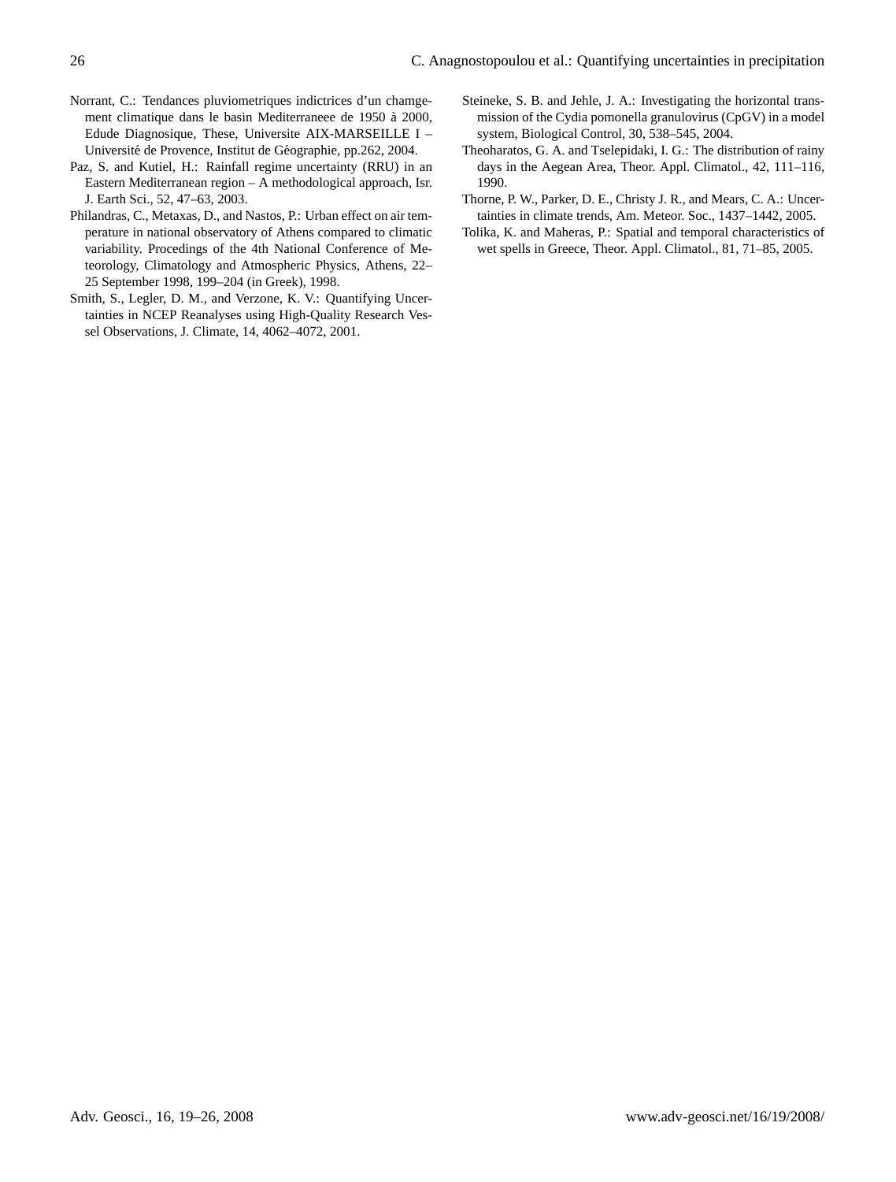Norrant, C.: Tendances pluviometriques indictrices d'un chamgement climatique dans le basin Mediterraneee de 1950 à 2000, Edude Diagnosique, These, Universite AIX-MARSEILLE I – Université de Provence, Institut de Géographie, pp.262, 2004.

Paz, S. and Kutiel, H.: Rainfall regime uncertainty (RRU) in an Eastern Mediterranean region – A methodological approach, Isr. J. Earth Sci., 52, 47–63, 2003.

Philandras, C., Metaxas, D., and Nastos, P.: Urban effect on air temperature in national observatory of Athens compared to climatic variability. Procedings of the 4th National Conference of Meteorology, Climatology and Atmospheric Physics, Athens, 22–25 September 1998, 199–204 (in Greek), 1998.

Smith, S., Legler, D. M., and Verzone, K. V.: Quantifying Uncertainties in NCEP Reanalyses using High-Quality Research Vessel Observations, J. Climate, 14, 4062–4072, 2001.

Steineke, S. B. and Jehle, J. A.: Investigating the horizontal transmission of the Cydia pomonella granulovirus (CpGV) in a model system, Biological Control, 30, 538–545, 2004.

Theoharatos, G. A. and Tselepidaki, I. G.: The distribution of rainy days in the Aegean Area, Theor. Appl. Climatol., 42, 111–116, 1990.

Thorne, P. W., Parker, D. E., Christy J. R., and Mears, C. A.: Uncertainties in climate trends, Am. Meteor. Soc., 1437–1442, 2005.

Tolika, K. and Maheras, P.: Spatial and temporal characteristics of wet spells in Greece, Theor. Appl. Climatol., 81, 71–85, 2005.